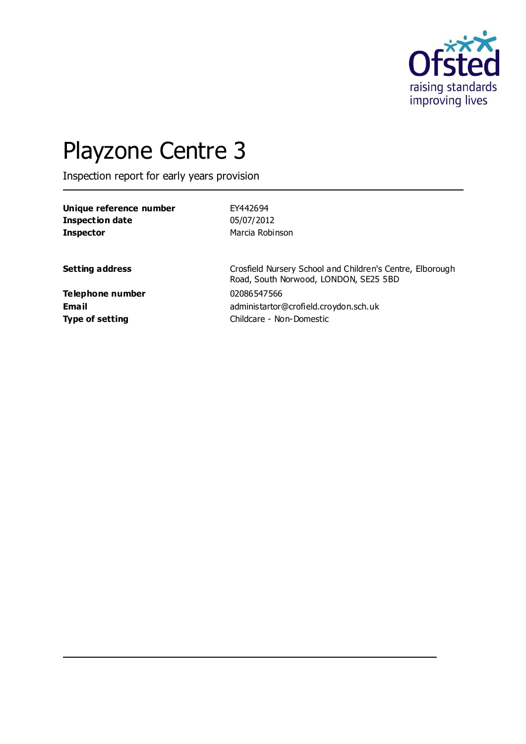Ofsted
raising standards
improving lives

# Playzone Centre 3

Inspection report for early years provision

| | |
|---|---|
| **Unique reference number** | EY442694 |
| **Inspection date** | 05/07/2012 |
| **Inspector** | Marcia Robinson |

| | |
|---|---|
| **Setting address** | Crosfield Nursery School and Children's Centre, Elborough Road, South Norwood, LONDON, SE25 5BD |
| **Telephone number** | 02086547566 |
| **Email** | administartor@crofield.croydon.sch.uk |
| **Type of setting** | Childcare - Non-Domestic |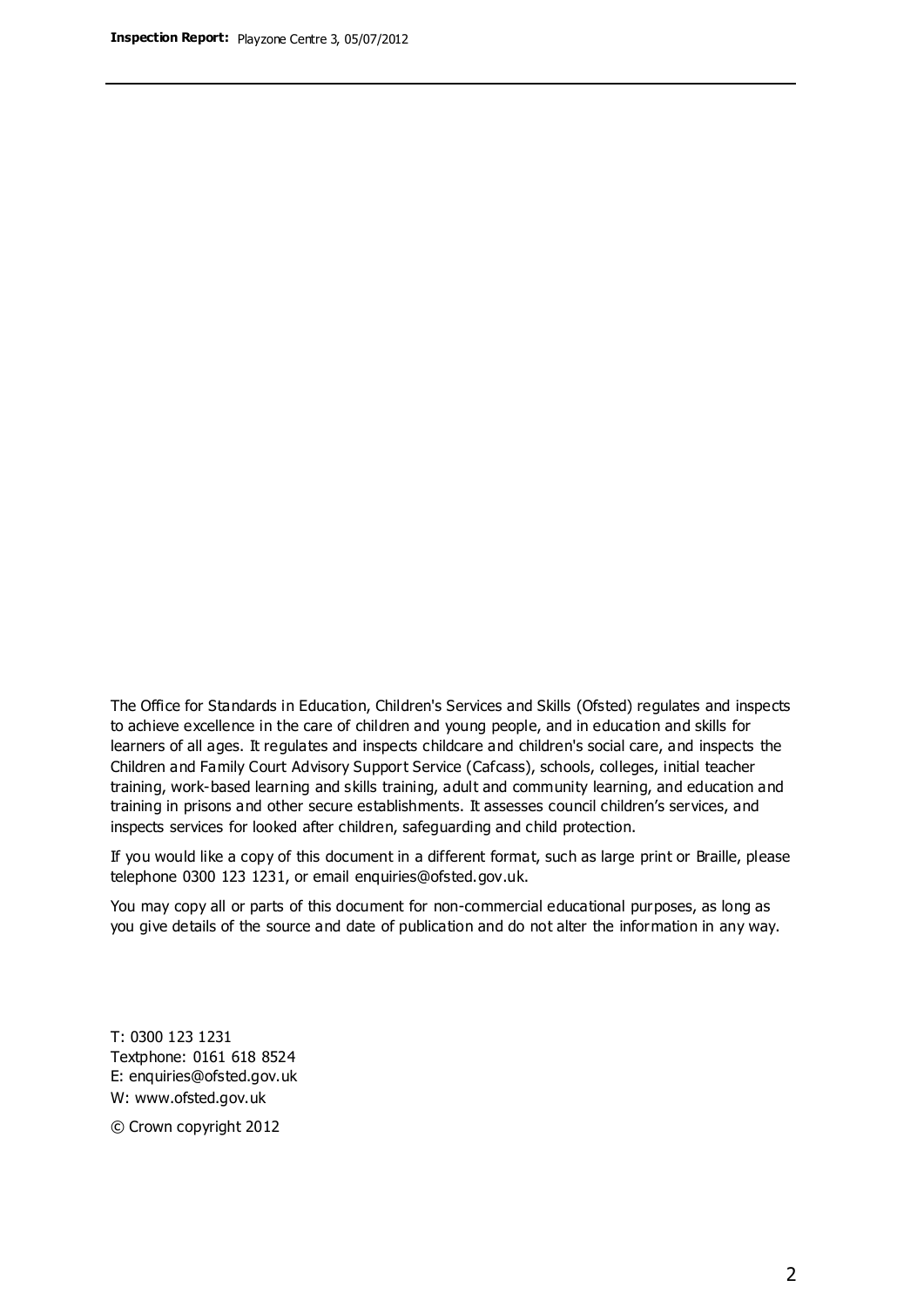The Office for Standards in Education, Children's Services and Skills (Ofsted) regulates and inspects to achieve excellence in the care of children and young people, and in education and skills for learners of all ages. It regulates and inspects childcare and children's social care, and inspects the Children and Family Court Advisory Support Service (Cafcass), schools, colleges, initial teacher training, work-based learning and skills training, adult and community learning, and education and training in prisons and other secure establishments. It assesses council children's services, and inspects services for looked after children, safeguarding and child protection.

If you would like a copy of this document in a different format, such as large print or Braille, please telephone 0300 123 1231, or email enquiries@ofsted.gov.uk.

You may copy all or parts of this document for non-commercial educational purposes, as long as you give details of the source and date of publication and do not alter the information in any way.

T: 0300 123 1231
Textphone: 0161 618 8524
E: enquiries@ofsted.gov.uk
W: www.ofsted.gov.uk

© Crown copyright 2012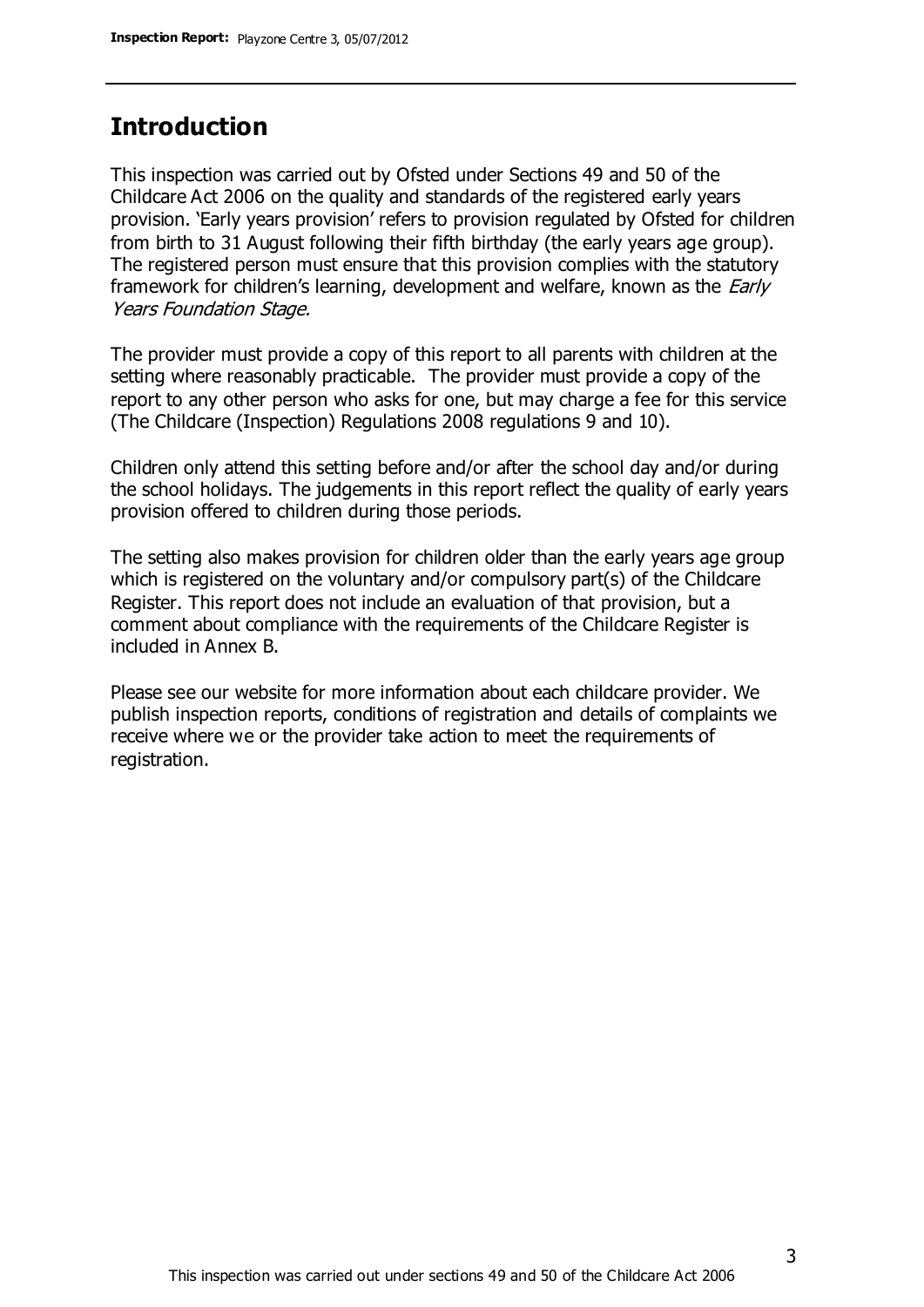## Introduction

This inspection was carried out by Ofsted under Sections 49 and 50 of the Childcare Act 2006 on the quality and standards of the registered early years provision. 'Early years provision' refers to provision regulated by Ofsted for children from birth to 31 August following their fifth birthday (the early years age group). The registered person must ensure that this provision complies with the statutory framework for children's learning, development and welfare, known as the *Early Years Foundation Stage.*

The provider must provide a copy of this report to all parents with children at the setting where reasonably practicable. The provider must provide a copy of the report to any other person who asks for one, but may charge a fee for this service (The Childcare (Inspection) Regulations 2008 regulations 9 and 10).

Children only attend this setting before and/or after the school day and/or during the school holidays. The judgements in this report reflect the quality of early years provision offered to children during those periods.

The setting also makes provision for children older than the early years age group which is registered on the voluntary and/or compulsory part(s) of the Childcare Register. This report does not include an evaluation of that provision, but a comment about compliance with the requirements of the Childcare Register is included in Annex B.

Please see our website for more information about each childcare provider. We publish inspection reports, conditions of registration and details of complaints we receive where we or the provider take action to meet the requirements of registration.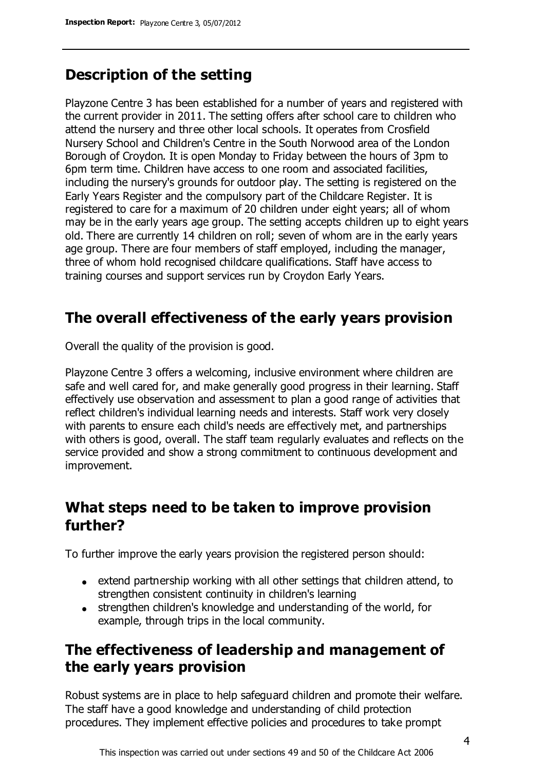## Description of the setting

Playzone Centre 3 has been established for a number of years and registered with the current provider in 2011. The setting offers after school care to children who attend the nursery and three other local schools. It operates from Crosfield Nursery School and Children's Centre in the South Norwood area of the London Borough of Croydon. It is open Monday to Friday between the hours of 3pm to 6pm term time. Children have access to one room and associated facilities, including the nursery's grounds for outdoor play. The setting is registered on the Early Years Register and the compulsory part of the Childcare Register. It is registered to care for a maximum of 20 children under eight years; all of whom may be in the early years age group. The setting accepts children up to eight years old. There are currently 14 children on roll; seven of whom are in the early years age group. There are four members of staff employed, including the manager, three of whom hold recognised childcare qualifications. Staff have access to training courses and support services run by Croydon Early Years.

## The overall effectiveness of the early years provision

Overall the quality of the provision is good.

Playzone Centre 3 offers a welcoming, inclusive environment where children are safe and well cared for, and make generally good progress in their learning. Staff effectively use observation and assessment to plan a good range of activities that reflect children's individual learning needs and interests. Staff work very closely with parents to ensure each child's needs are effectively met, and partnerships with others is good, overall. The staff team regularly evaluates and reflects on the service provided and show a strong commitment to continuous development and improvement.

## What steps need to be taken to improve provision further?

To further improve the early years provision the registered person should:

- extend partnership working with all other settings that children attend, to strengthen consistent continuity in children's learning
- strengthen children's knowledge and understanding of the world, for example, through trips in the local community.

## The effectiveness of leadership and management of the early years provision

Robust systems are in place to help safeguard children and promote their welfare. The staff have a good knowledge and understanding of child protection procedures. They implement effective policies and procedures to take prompt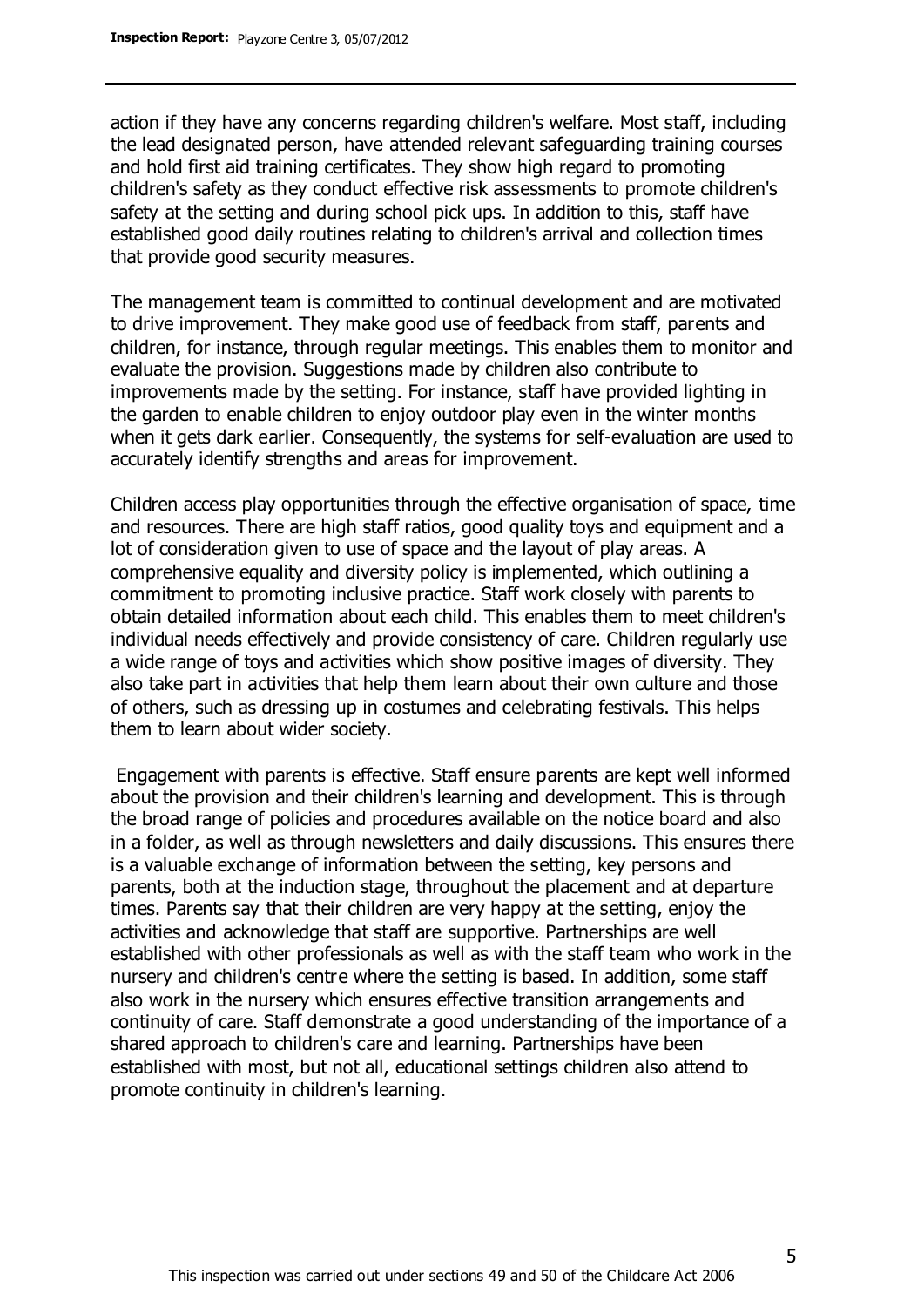action if they have any concerns regarding children's welfare. Most staff, including the lead designated person, have attended relevant safeguarding training courses and hold first aid training certificates. They show high regard to promoting children's safety as they conduct effective risk assessments to promote children's safety at the setting and during school pick ups. In addition to this, staff have established good daily routines relating to children's arrival and collection times that provide good security measures.

The management team is committed to continual development and are motivated to drive improvement. They make good use of feedback from staff, parents and children, for instance, through regular meetings. This enables them to monitor and evaluate the provision. Suggestions made by children also contribute to improvements made by the setting. For instance, staff have provided lighting in the garden to enable children to enjoy outdoor play even in the winter months when it gets dark earlier. Consequently, the systems for self-evaluation are used to accurately identify strengths and areas for improvement.

Children access play opportunities through the effective organisation of space, time and resources. There are high staff ratios, good quality toys and equipment and a lot of consideration given to use of space and the layout of play areas. A comprehensive equality and diversity policy is implemented, which outlining a commitment to promoting inclusive practice. Staff work closely with parents to obtain detailed information about each child. This enables them to meet children's individual needs effectively and provide consistency of care. Children regularly use a wide range of toys and activities which show positive images of diversity. They also take part in activities that help them learn about their own culture and those of others, such as dressing up in costumes and celebrating festivals. This helps them to learn about wider society.

Engagement with parents is effective. Staff ensure parents are kept well informed about the provision and their children's learning and development. This is through the broad range of policies and procedures available on the notice board and also in a folder, as well as through newsletters and daily discussions. This ensures there is a valuable exchange of information between the setting, key persons and parents, both at the induction stage, throughout the placement and at departure times. Parents say that their children are very happy at the setting, enjoy the activities and acknowledge that staff are supportive. Partnerships are well established with other professionals as well as with the staff team who work in the nursery and children's centre where the setting is based. In addition, some staff also work in the nursery which ensures effective transition arrangements and continuity of care. Staff demonstrate a good understanding of the importance of a shared approach to children's care and learning. Partnerships have been established with most, but not all, educational settings children also attend to promote continuity in children's learning.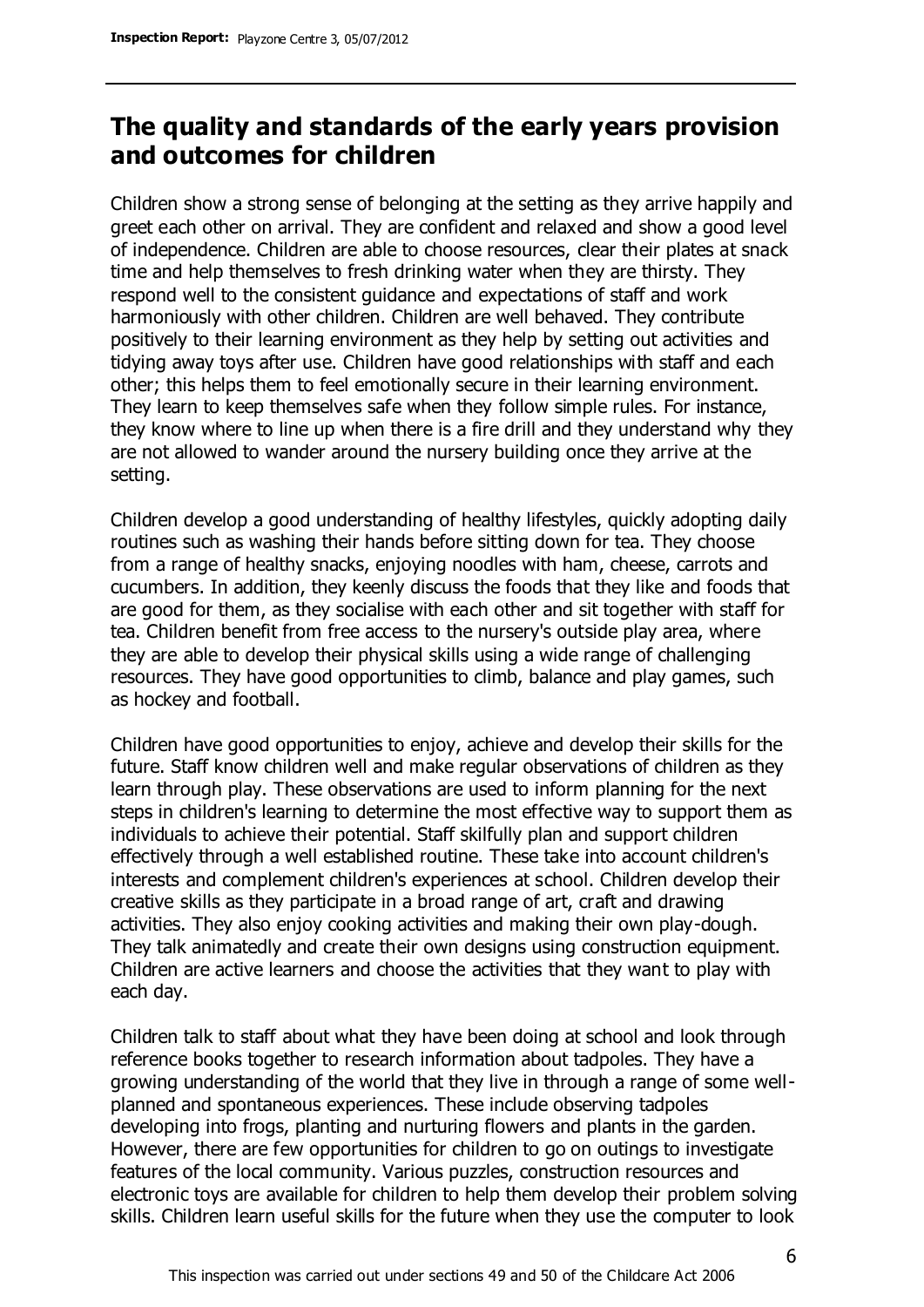## The quality and standards of the early years provision and outcomes for children

Children show a strong sense of belonging at the setting as they arrive happily and greet each other on arrival. They are confident and relaxed and show a good level of independence. Children are able to choose resources, clear their plates at snack time and help themselves to fresh drinking water when they are thirsty. They respond well to the consistent guidance and expectations of staff and work harmoniously with other children. Children are well behaved. They contribute positively to their learning environment as they help by setting out activities and tidying away toys after use. Children have good relationships with staff and each other; this helps them to feel emotionally secure in their learning environment. They learn to keep themselves safe when they follow simple rules. For instance, they know where to line up when there is a fire drill and they understand why they are not allowed to wander around the nursery building once they arrive at the setting.

Children develop a good understanding of healthy lifestyles, quickly adopting daily routines such as washing their hands before sitting down for tea. They choose from a range of healthy snacks, enjoying noodles with ham, cheese, carrots and cucumbers. In addition, they keenly discuss the foods that they like and foods that are good for them, as they socialise with each other and sit together with staff for tea. Children benefit from free access to the nursery's outside play area, where they are able to develop their physical skills using a wide range of challenging resources. They have good opportunities to climb, balance and play games, such as hockey and football.

Children have good opportunities to enjoy, achieve and develop their skills for the future. Staff know children well and make regular observations of children as they learn through play. These observations are used to inform planning for the next steps in children's learning to determine the most effective way to support them as individuals to achieve their potential. Staff skilfully plan and support children effectively through a well established routine. These take into account children's interests and complement children's experiences at school. Children develop their creative skills as they participate in a broad range of art, craft and drawing activities. They also enjoy cooking activities and making their own play-dough. They talk animatedly and create their own designs using construction equipment. Children are active learners and choose the activities that they want to play with each day.

Children talk to staff about what they have been doing at school and look through reference books together to research information about tadpoles. They have a growing understanding of the world that they live in through a range of some well-planned and spontaneous experiences. These include observing tadpoles developing into frogs, planting and nurturing flowers and plants in the garden. However, there are few opportunities for children to go on outings to investigate features of the local community. Various puzzles, construction resources and electronic toys are available for children to help them develop their problem solving skills. Children learn useful skills for the future when they use the computer to look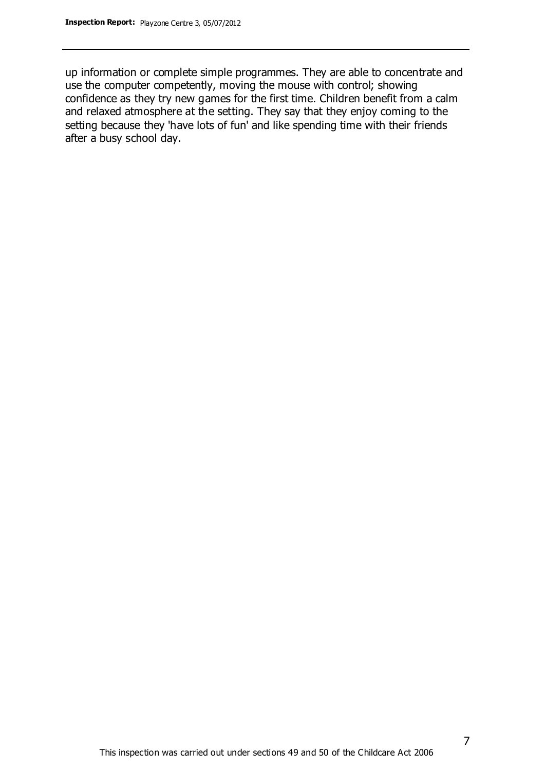up information or complete simple programmes. They are able to concentrate and use the computer competently, moving the mouse with control; showing confidence as they try new games for the first time. Children benefit from a calm and relaxed atmosphere at the setting. They say that they enjoy coming to the setting because they 'have lots of fun' and like spending time with their friends after a busy school day.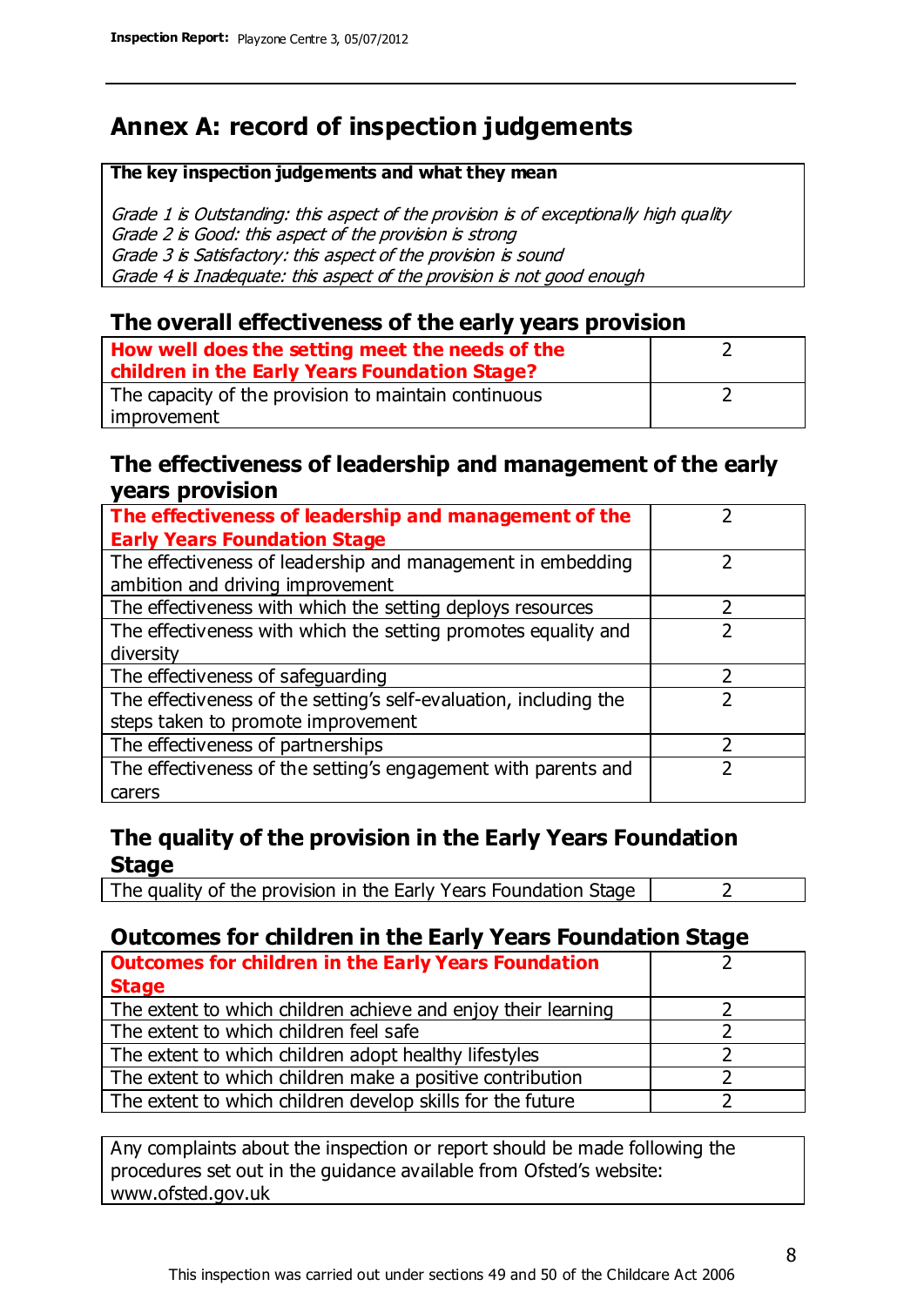# Annex A: record of inspection judgements

**The key inspection judgements and what they mean**

*Grade 1 is Outstanding: this aspect of the provision is of exceptionally high quality*
*Grade 2 is Good: this aspect of the provision is strong*
*Grade 3 is Satisfactory: this aspect of the provision is sound*
*Grade 4 is Inadequate: this aspect of the provision is not good enough*

## The overall effectiveness of the early years provision

| | |
|---|---|
| **How well does the setting meet the needs of the children in the Early Years Foundation Stage?** | 2 |
| The capacity of the provision to maintain continuous improvement | 2 |

## The effectiveness of leadership and management of the early years provision

| | |
|---|---|
| **The effectiveness of leadership and management of the Early Years Foundation Stage** | 2 |
| The effectiveness of leadership and management in embedding ambition and driving improvement | 2 |
| The effectiveness with which the setting deploys resources | 2 |
| The effectiveness with which the setting promotes equality and diversity | 2 |
| The effectiveness of safeguarding | 2 |
| The effectiveness of the setting's self-evaluation, including the steps taken to promote improvement | 2 |
| The effectiveness of partnerships | 2 |
| The effectiveness of the setting's engagement with parents and carers | 2 |

## The quality of the provision in the Early Years Foundation Stage

| | |
|---|---|
| The quality of the provision in the Early Years Foundation Stage | 2 |

## Outcomes for children in the Early Years Foundation Stage

| | |
|---|---|
| **Outcomes for children in the Early Years Foundation Stage** | 2 |
| The extent to which children achieve and enjoy their learning | 2 |
| The extent to which children feel safe | 2 |
| The extent to which children adopt healthy lifestyles | 2 |
| The extent to which children make a positive contribution | 2 |
| The extent to which children develop skills for the future | 2 |

Any complaints about the inspection or report should be made following the procedures set out in the guidance available from Ofsted's website: www.ofsted.gov.uk

This inspection was carried out under sections 49 and 50 of the Childcare Act 2006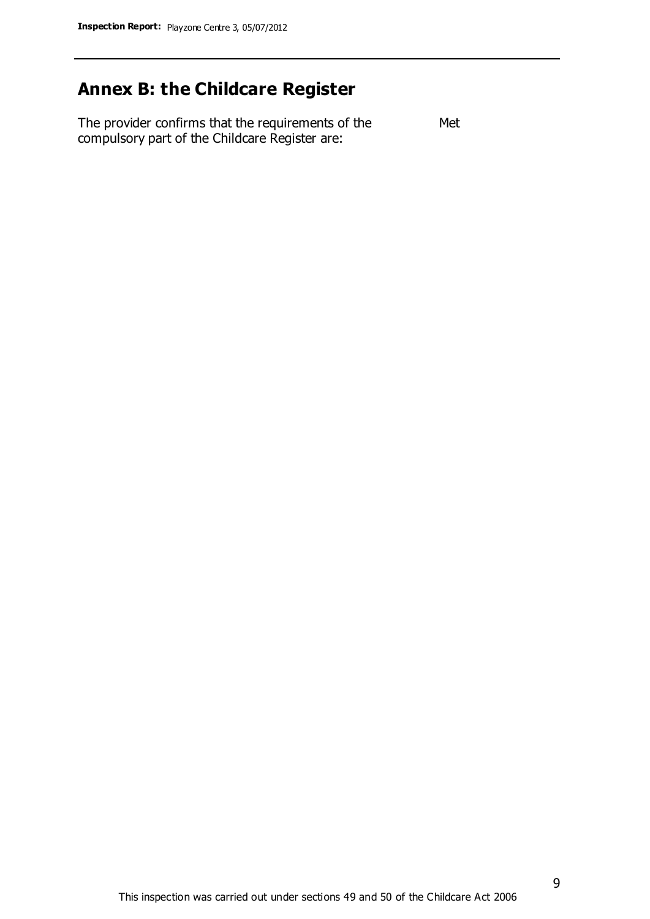## Annex B: the Childcare Register

| | |
|---|---|
| The provider confirms that the requirements of the compulsory part of the Childcare Register are: | Met |

This inspection was carried out under sections 49 and 50 of the Childcare Act 2006